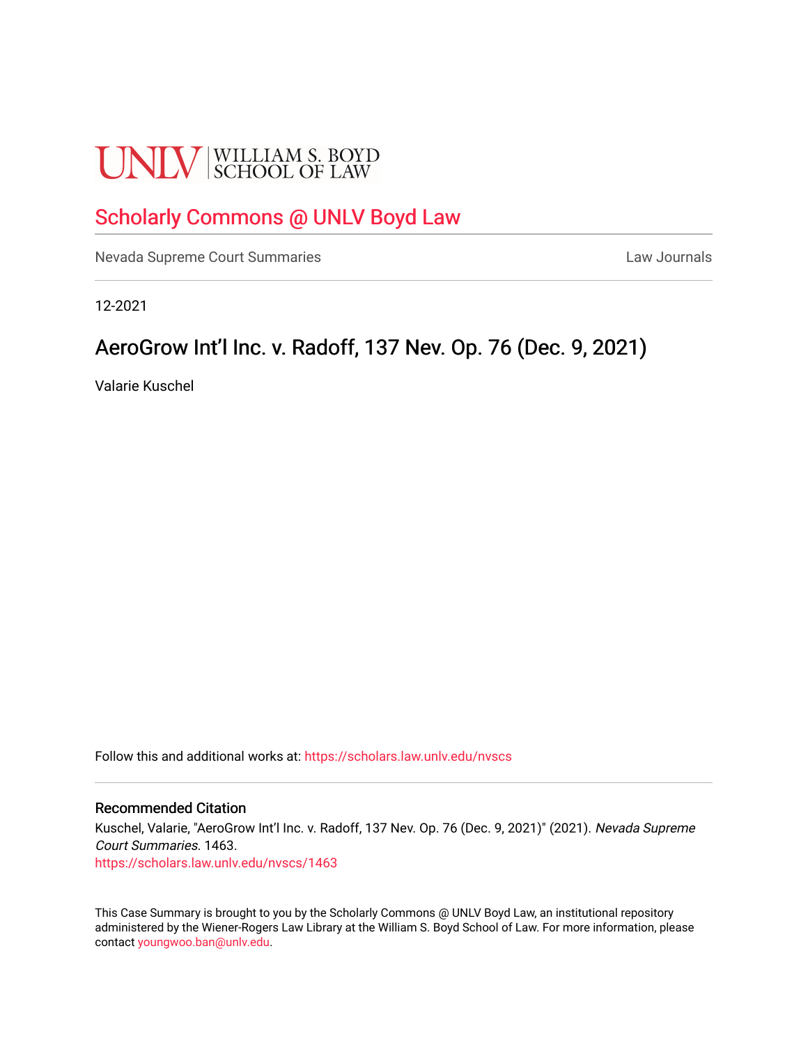UNLV | WILLIAM S. BOYD SCHOOL OF LAW

## Scholarly Commons @ UNLV Boyd Law

Nevada Supreme Court Summaries | Law Journals

12-2021

# AeroGrow Int'l Inc. v. Radoff, 137 Nev. Op. 76 (Dec. 9, 2021)

Valarie Kuschel

Follow this and additional works at: https://scholars.law.unlv.edu/nvscs

### Recommended Citation

Kuschel, Valarie, "AeroGrow Int'l Inc. v. Radoff, 137 Nev. Op. 76 (Dec. 9, 2021)" (2021). *Nevada Supreme Court Summaries*. 1463.
https://scholars.law.unlv.edu/nvscs/1463

This Case Summary is brought to you by the Scholarly Commons @ UNLV Boyd Law, an institutional repository administered by the Wiener-Rogers Law Library at the William S. Boyd School of Law. For more information, please contact youngwoo.ban@unlv.edu.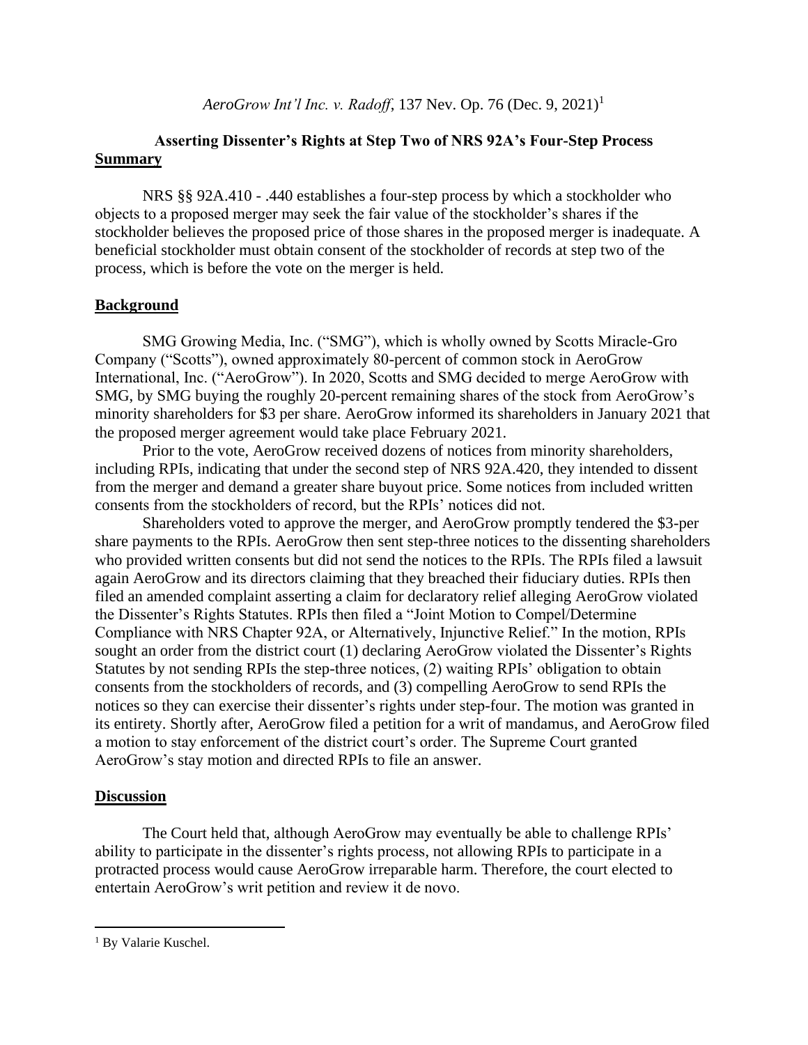*AeroGrow Int'l Inc. v. Radoff*, 137 Nev. Op. 76 (Dec. 9, 2021)[1]

## Asserting Dissenter's Rights at Step Two of NRS 92A's Four-Step Process

### Summary

NRS §§ 92A.410 - .440 establishes a four-step process by which a stockholder who objects to a proposed merger may seek the fair value of the stockholder's shares if the stockholder believes the proposed price of those shares in the proposed merger is inadequate. A beneficial stockholder must obtain consent of the stockholder of records at step two of the process, which is before the vote on the merger is held.

### Background

SMG Growing Media, Inc. ("SMG"), which is wholly owned by Scotts Miracle-Gro Company ("Scotts"), owned approximately 80-percent of common stock in AeroGrow International, Inc. ("AeroGrow"). In 2020, Scotts and SMG decided to merge AeroGrow with SMG, by SMG buying the roughly 20-percent remaining shares of the stock from AeroGrow's minority shareholders for $3 per share. AeroGrow informed its shareholders in January 2021 that the proposed merger agreement would take place February 2021.

Prior to the vote, AeroGrow received dozens of notices from minority shareholders, including RPIs, indicating that under the second step of NRS 92A.420, they intended to dissent from the merger and demand a greater share buyout price. Some notices from included written consents from the stockholders of record, but the RPIs' notices did not.

Shareholders voted to approve the merger, and AeroGrow promptly tendered the $3-per share payments to the RPIs. AeroGrow then sent step-three notices to the dissenting shareholders who provided written consents but did not send the notices to the RPIs. The RPIs filed a lawsuit again AeroGrow and its directors claiming that they breached their fiduciary duties. RPIs then filed an amended complaint asserting a claim for declaratory relief alleging AeroGrow violated the Dissenter's Rights Statutes. RPIs then filed a "Joint Motion to Compel/Determine Compliance with NRS Chapter 92A, or Alternatively, Injunctive Relief." In the motion, RPIs sought an order from the district court (1) declaring AeroGrow violated the Dissenter's Rights Statutes by not sending RPIs the step-three notices, (2) waiting RPIs' obligation to obtain consents from the stockholders of records, and (3) compelling AeroGrow to send RPIs the notices so they can exercise their dissenter's rights under step-four. The motion was granted in its entirety. Shortly after, AeroGrow filed a petition for a writ of mandamus, and AeroGrow filed a motion to stay enforcement of the district court's order. The Supreme Court granted AeroGrow's stay motion and directed RPIs to file an answer.

### Discussion

The Court held that, although AeroGrow may eventually be able to challenge RPIs' ability to participate in the dissenter's rights process, not allowing RPIs to participate in a protracted process would cause AeroGrow irreparable harm. Therefore, the court elected to entertain AeroGrow's writ petition and review it de novo.

[1] By Valarie Kuschel.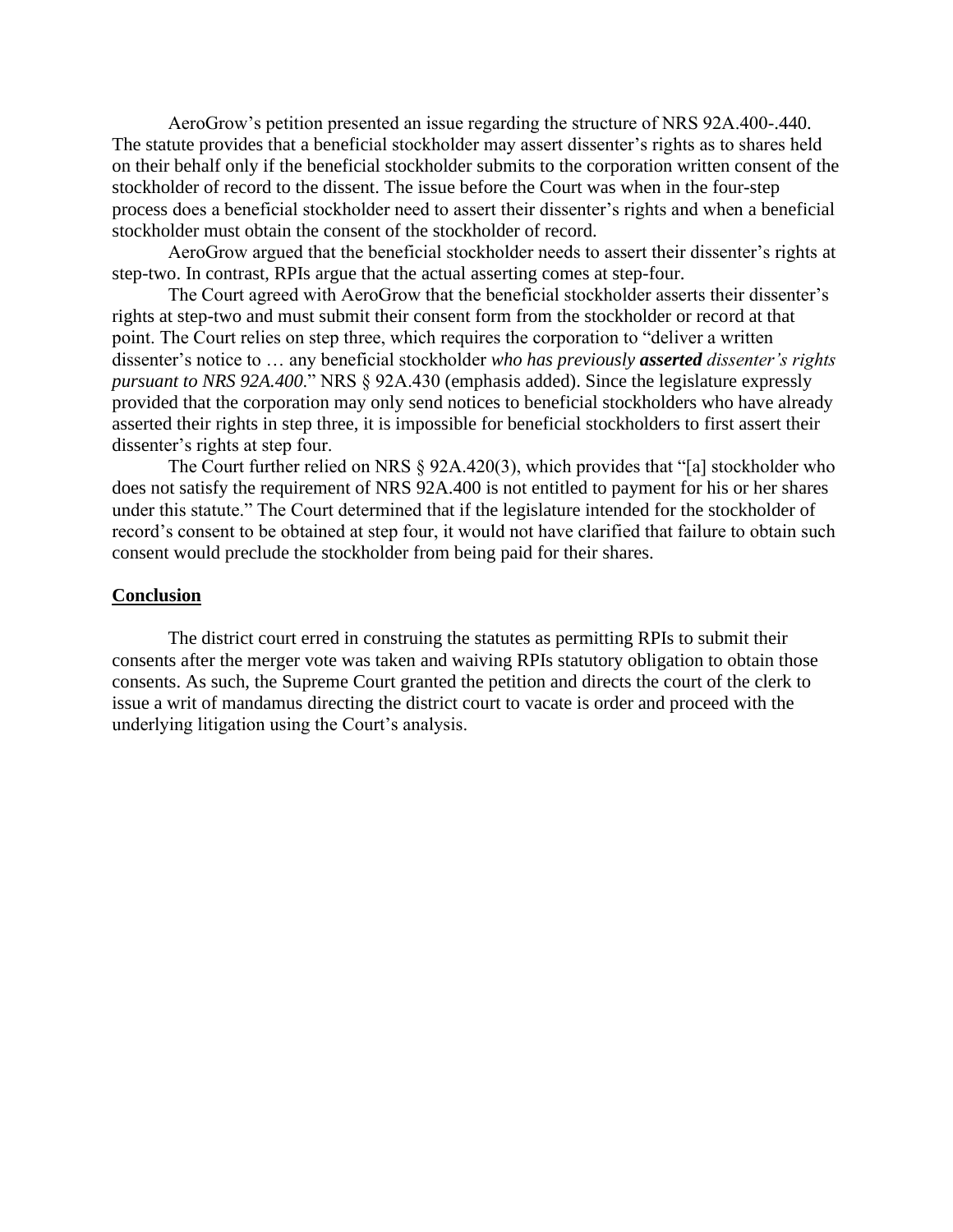AeroGrow's petition presented an issue regarding the structure of NRS 92A.400-.440. The statute provides that a beneficial stockholder may assert dissenter's rights as to shares held on their behalf only if the beneficial stockholder submits to the corporation written consent of the stockholder of record to the dissent. The issue before the Court was when in the four-step process does a beneficial stockholder need to assert their dissenter's rights and when a beneficial stockholder must obtain the consent of the stockholder of record.

AeroGrow argued that the beneficial stockholder needs to assert their dissenter's rights at step-two. In contrast, RPIs argue that the actual asserting comes at step-four.

The Court agreed with AeroGrow that the beneficial stockholder asserts their dissenter's rights at step-two and must submit their consent form from the stockholder or record at that point. The Court relies on step three, which requires the corporation to "deliver a written dissenter's notice to … any beneficial stockholder *who has previously **asserted** dissenter's rights pursuant to NRS 92A.400*." NRS § 92A.430 (emphasis added). Since the legislature expressly provided that the corporation may only send notices to beneficial stockholders who have already asserted their rights in step three, it is impossible for beneficial stockholders to first assert their dissenter's rights at step four.

The Court further relied on NRS § 92A.420(3), which provides that "[a] stockholder who does not satisfy the requirement of NRS 92A.400 is not entitled to payment for his or her shares under this statute." The Court determined that if the legislature intended for the stockholder of record's consent to be obtained at step four, it would not have clarified that failure to obtain such consent would preclude the stockholder from being paid for their shares.

## Conclusion

The district court erred in construing the statutes as permitting RPIs to submit their consents after the merger vote was taken and waiving RPIs statutory obligation to obtain those consents. As such, the Supreme Court granted the petition and directs the court of the clerk to issue a writ of mandamus directing the district court to vacate is order and proceed with the underlying litigation using the Court's analysis.